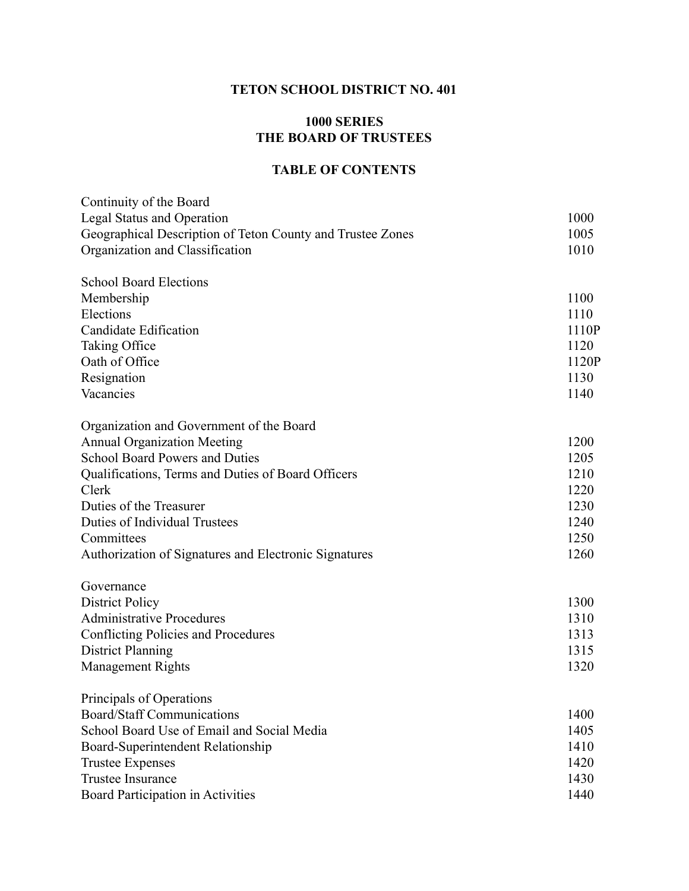**TETON SCHOOL DISTRICT NO. 401**

**1000 SERIES**
**THE BOARD OF TRUSTEES**

**TABLE OF CONTENTS**

| | |
|---|---|
| Continuity of the Board | |
| Legal Status and Operation | 1000 |
| Geographical Description of Teton County and Trustee Zones | 1005 |
| Organization and Classification | 1010 |
| | |
| School Board Elections | |
| Membership | 1100 |
| Elections | 1110 |
| Candidate Edification | 1110P |
| Taking Office | 1120 |
| Oath of Office | 1120P |
| Resignation | 1130 |
| Vacancies | 1140 |
| | |
| Organization and Government of the Board | |
| Annual Organization Meeting | 1200 |
| School Board Powers and Duties | 1205 |
| Qualifications, Terms and Duties of Board Officers | 1210 |
| Clerk | 1220 |
| Duties of the Treasurer | 1230 |
| Duties of Individual Trustees | 1240 |
| Committees | 1250 |
| Authorization of Signatures and Electronic Signatures | 1260 |
| | |
| Governance | |
| District Policy | 1300 |
| Administrative Procedures | 1310 |
| Conflicting Policies and Procedures | 1313 |
| District Planning | 1315 |
| Management Rights | 1320 |
| | |
| Principals of Operations | |
| Board/Staff Communications | 1400 |
| School Board Use of Email and Social Media | 1405 |
| Board-Superintendent Relationship | 1410 |
| Trustee Expenses | 1420 |
| Trustee Insurance | 1430 |
| Board Participation in Activities | 1440 |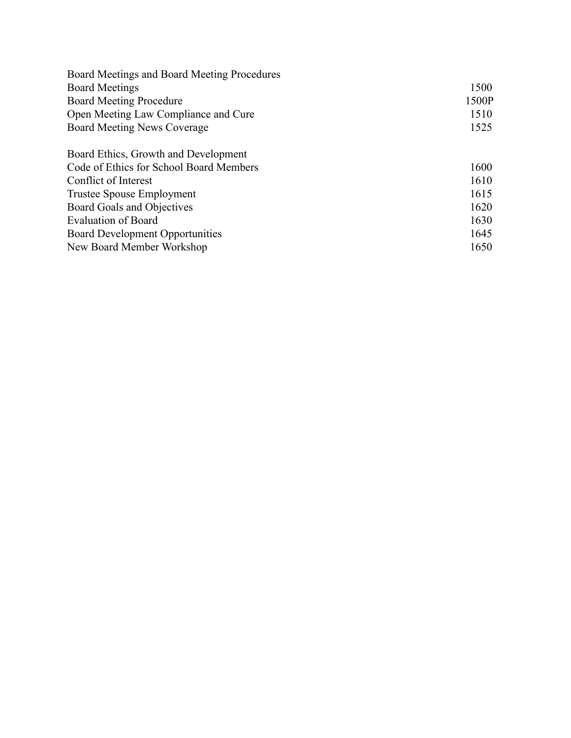| | |
|---|---|
| Board Meetings and Board Meeting Procedures | |
| Board Meetings | 1500 |
| Board Meeting Procedure | 1500P |
| Open Meeting Law Compliance and Cure | 1510 |
| Board Meeting News Coverage | 1525 |
| | |
| Board Ethics, Growth and Development | |
| Code of Ethics for School Board Members | 1600 |
| Conflict of Interest | 1610 |
| Trustee Spouse Employment | 1615 |
| Board Goals and Objectives | 1620 |
| Evaluation of Board | 1630 |
| Board Development Opportunities | 1645 |
| New Board Member Workshop | 1650 |